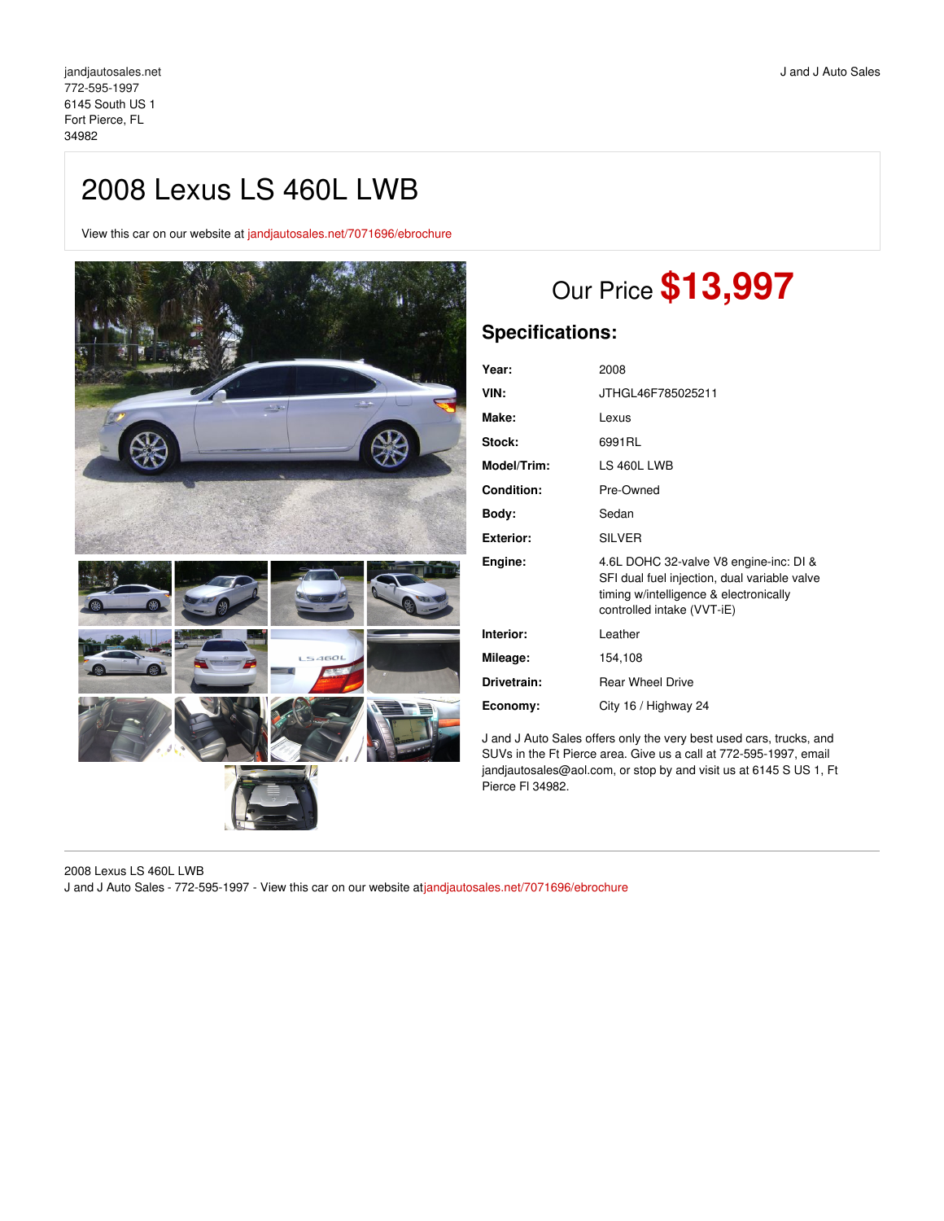jandjautosales.net
772-595-1997
6145 South US 1
Fort Pierce, FL
34982

J and J Auto Sales

# 2008 Lexus LS 460L LWB

View this car on our website at jandjautosales.net/7071696/ebrochure

## Our Price $13,997

## Specifications:

| | |
|---|---|
| **Year:** | 2008 |
| **VIN:** | JTHGL46F785025211 |
| **Make:** | Lexus |
| **Stock:** | 6991RL |
| **Model/Trim:** | LS 460L LWB |
| **Condition:** | Pre-Owned |
| **Body:** | Sedan |
| **Exterior:** | SILVER |
| **Engine:** | 4.6L DOHC 32-valve V8 engine-inc: DI & SFI dual fuel injection, dual variable valve timing w/intelligence & electronically controlled intake (VVT-iE) |
| **Interior:** | Leather |
| **Mileage:** | 154,108 |
| **Drivetrain:** | Rear Wheel Drive |
| **Economy:** | City 16 / Highway 24 |

J and J Auto Sales offers only the very best used cars, trucks, and SUVs in the Ft Pierce area. Give us a call at 772-595-1997, email jandjautosales@aol.com, or stop by and visit us at 6145 S US 1, Ft Pierce Fl 34982.

2008 Lexus LS 460L LWB
J and J Auto Sales - 772-595-1997 - View this car on our website atjandjautosales.net/7071696/ebrochure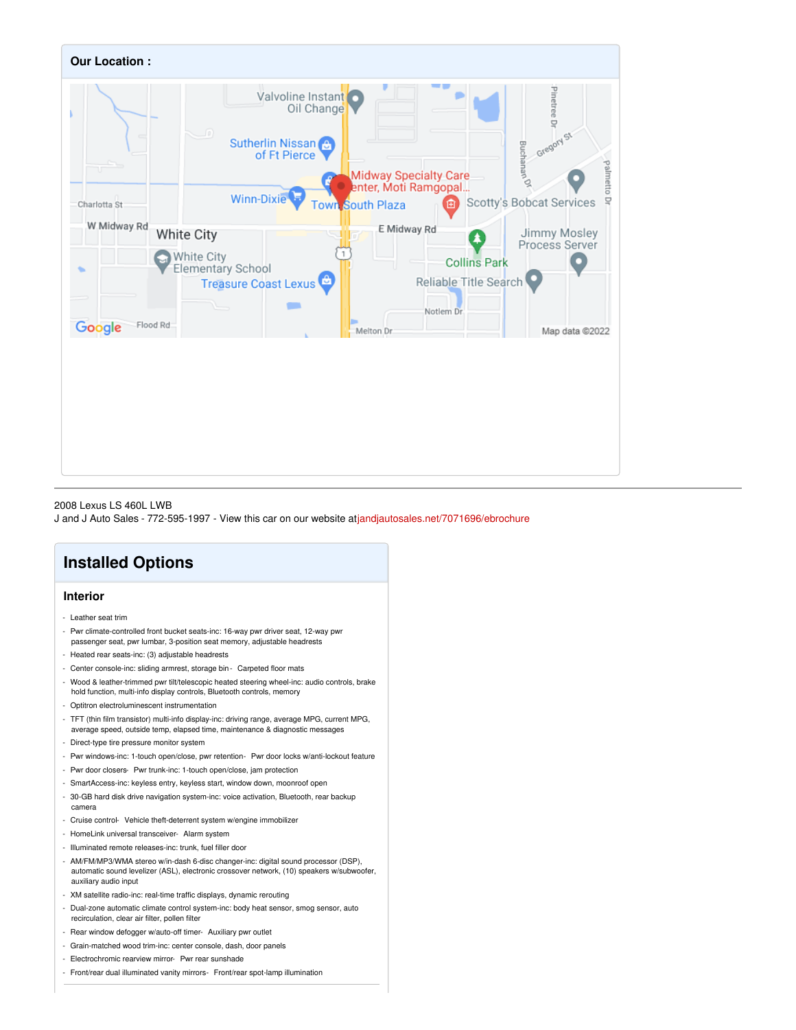## Our Location :

2008 Lexus LS 460L LWB

J and J Auto Sales - 772-595-1997 - View this car on our website atjandjautosales.net/7071696/ebrochure

# Installed Options

## Interior

- Leather seat trim
- Pwr climate-controlled front bucket seats-inc: 16-way pwr driver seat, 12-way pwr passenger seat, pwr lumbar, 3-position seat memory, adjustable headrests
- Heated rear seats-inc: (3) adjustable headrests
- Center console-inc: sliding armrest, storage bin - Carpeted floor mats
- Wood & leather-trimmed pwr tilt/telescopic heated steering wheel-inc: audio controls, brake hold function, multi-info display controls, Bluetooth controls, memory
- Optitron electroluminescent instrumentation
- TFT (thin film transistor) multi-info display-inc: driving range, average MPG, current MPG, average speed, outside temp, elapsed time, maintenance & diagnostic messages
- Direct-type tire pressure monitor system
- Pwr windows-inc: 1-touch open/close, pwr retention- Pwr door locks w/anti-lockout feature
- Pwr door closers- Pwr trunk-inc: 1-touch open/close, jam protection
- SmartAccess-inc: keyless entry, keyless start, window down, moonroof open
- 30-GB hard disk drive navigation system-inc: voice activation, Bluetooth, rear backup camera
- Cruise control- Vehicle theft-deterrent system w/engine immobilizer
- HomeLink universal transceiver- Alarm system
- Illuminated remote releases-inc: trunk, fuel filler door
- AM/FM/MP3/WMA stereo w/in-dash 6-disc changer-inc: digital sound processor (DSP), automatic sound levelizer (ASL), electronic crossover network, (10) speakers w/subwoofer, auxiliary audio input
- XM satellite radio-inc: real-time traffic displays, dynamic rerouting
- Dual-zone automatic climate control system-inc: body heat sensor, smog sensor, auto recirculation, clear air filter, pollen filter
- Rear window defogger w/auto-off timer- Auxiliary pwr outlet
- Grain-matched wood trim-inc: center console, dash, door panels
- Electrochromic rearview mirror- Pwr rear sunshade
- Front/rear dual illuminated vanity mirrors- Front/rear spot-lamp illumination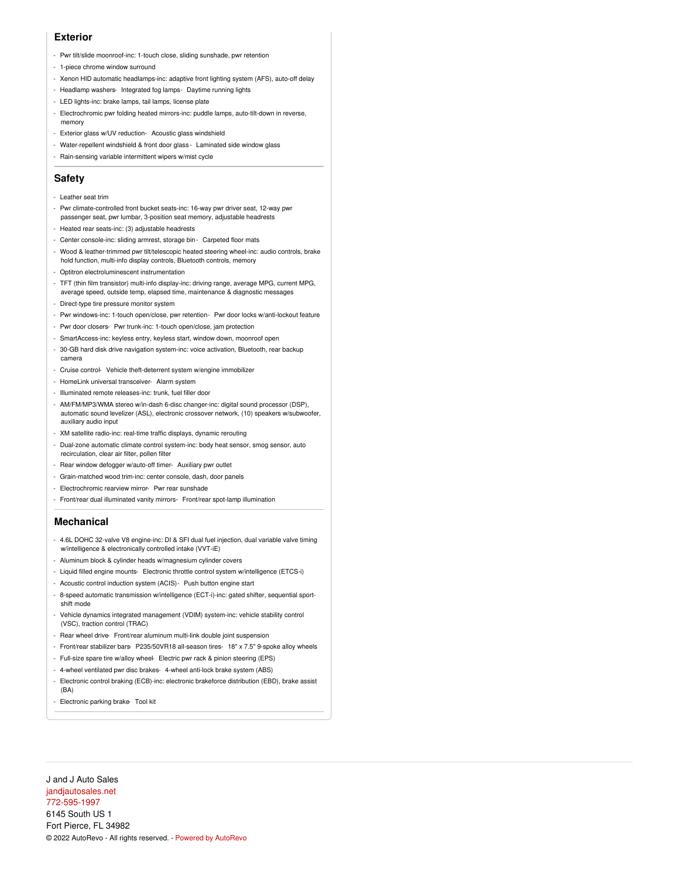## Exterior

- Pwr tilt/slide moonroof-inc: 1-touch close, sliding sunshade, pwr retention
- 1-piece chrome window surround
- Xenon HID automatic headlamps-inc: adaptive front lighting system (AFS), auto-off delay
- Headlamp washers- Integrated fog lamps- Daytime running lights
- LED lights-inc: brake lamps, tail lamps, license plate
- Electrochromic pwr folding heated mirrors-inc: puddle lamps, auto-tilt-down in reverse, memory
- Exterior glass w/UV reduction- Acoustic glass windshield
- Water-repellent windshield & front door glass - Laminated side window glass
- Rain-sensing variable intermittent wipers w/mist cycle

## Safety

- Leather seat trim
- Pwr climate-controlled front bucket seats-inc: 16-way pwr driver seat, 12-way pwr passenger seat, pwr lumbar, 3-position seat memory, adjustable headrests
- Heated rear seats-inc: (3) adjustable headrests
- Center console-inc: sliding armrest, storage bin - Carpeted floor mats
- Wood & leather-trimmed pwr tilt/telescopic heated steering wheel-inc: audio controls, brake hold function, multi-info display controls, Bluetooth controls, memory
- Optitron electroluminescent instrumentation
- TFT (thin film transistor) multi-info display-inc: driving range, average MPG, current MPG, average speed, outside temp, elapsed time, maintenance & diagnostic messages
- Direct-type tire pressure monitor system
- Pwr windows-inc: 1-touch open/close, pwr retention- Pwr door locks w/anti-lockout feature
- Pwr door closers- Pwr trunk-inc: 1-touch open/close, jam protection
- SmartAccess-inc: keyless entry, keyless start, window down, moonroof open
- 30-GB hard disk drive navigation system-inc: voice activation, Bluetooth, rear backup camera
- Cruise control- Vehicle theft-deterrent system w/engine immobilizer
- HomeLink universal transceiver- Alarm system
- Illuminated remote releases-inc: trunk, fuel filler door
- AM/FM/MP3/WMA stereo w/in-dash 6-disc changer-inc: digital sound processor (DSP), automatic sound levelizer (ASL), electronic crossover network, (10) speakers w/subwoofer, auxiliary audio input
- XM satellite radio-inc: real-time traffic displays, dynamic rerouting
- Dual-zone automatic climate control system-inc: body heat sensor, smog sensor, auto recirculation, clear air filter, pollen filter
- Rear window defogger w/auto-off timer- Auxiliary pwr outlet
- Grain-matched wood trim-inc: center console, dash, door panels
- Electrochromic rearview mirror- Pwr rear sunshade
- Front/rear dual illuminated vanity mirrors- Front/rear spot-lamp illumination

## Mechanical

- 4.6L DOHC 32-valve V8 engine-inc: DI & SFI dual fuel injection, dual variable valve timing w/intelligence & electronically controlled intake (VVT-iE)
- Aluminum block & cylinder heads w/magnesium cylinder covers
- Liquid filled engine mounts- Electronic throttle control system w/intelligence (ETCS-i)
- Acoustic control induction system (ACIS) - Push button engine start
- 8-speed automatic transmission w/intelligence (ECT-i)-inc: gated shifter, sequential sport-shift mode
- Vehicle dynamics integrated management (VDIM) system-inc: vehicle stability control (VSC), traction control (TRAC)
- Rear wheel drive- Front/rear aluminum multi-link double joint suspension
- Front/rear stabilizer bars- P235/50VR18 all-season tires- 18" x 7.5" 9-spoke alloy wheels
- Full-size spare tire w/alloy wheel- Electric pwr rack & pinion steering (EPS)
- 4-wheel ventilated pwr disc brakes- 4-wheel anti-lock brake system (ABS)
- Electronic control braking (ECB)-inc: electronic brakeforce distribution (EBD), brake assist (BA)
- Electronic parking brake- Tool kit

J and J Auto Sales
jandjautosales.net
772-595-1997
6145 South US 1
Fort Pierce, FL 34982
© 2022 AutoRevo - All rights reserved. - Powered by AutoRevo